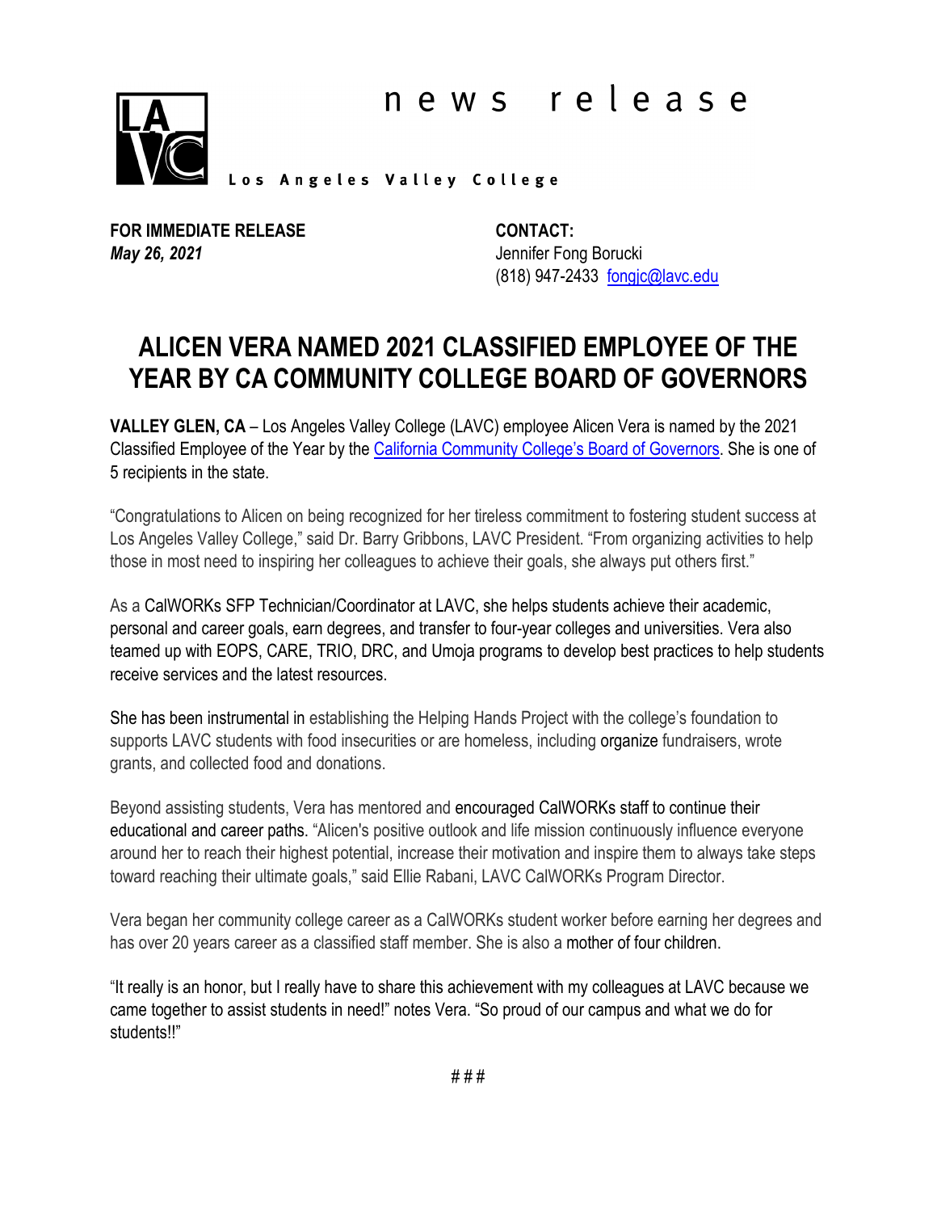news release

Los Angeles Valley College

**FOR IMMEDIATE RELEASE**
***May 26, 2021***

**CONTACT:**
Jennifer Fong Borucki
(818) 947-2433 [fongjc@lavc.edu](mailto:fongjc@lavc.edu)

# ALICEN VERA NAMED 2021 CLASSIFIED EMPLOYEE OF THE YEAR BY CA COMMUNITY COLLEGE BOARD OF GOVERNORS

**VALLEY GLEN, CA** – Los Angeles Valley College (LAVC) employee Alicen Vera is named by the 2021 Classified Employee of the Year by the California Community College's Board of Governors. She is one of 5 recipients in the state.

"Congratulations to Alicen on being recognized for her tireless commitment to fostering student success at Los Angeles Valley College," said Dr. Barry Gribbons, LAVC President. "From organizing activities to help those in most need to inspiring her colleagues to achieve their goals, she always put others first."

As a CalWORKs SFP Technician/Coordinator at LAVC, she helps students achieve their academic, personal and career goals, earn degrees, and transfer to four-year colleges and universities. Vera also teamed up with EOPS, CARE, TRIO, DRC, and Umoja programs to develop best practices to help students receive services and the latest resources.

She has been instrumental in establishing the Helping Hands Project with the college's foundation to supports LAVC students with food insecurities or are homeless, including organize fundraisers, wrote grants, and collected food and donations.

Beyond assisting students, Vera has mentored and encouraged CalWORKs staff to continue their educational and career paths. "Alicen's positive outlook and life mission continuously influence everyone around her to reach their highest potential, increase their motivation and inspire them to always take steps toward reaching their ultimate goals," said Ellie Rabani, LAVC CalWORKs Program Director.

Vera began her community college career as a CalWORKs student worker before earning her degrees and has over 20 years career as a classified staff member. She is also a mother of four children.

"It really is an honor, but I really have to share this achievement with my colleagues at LAVC because we came together to assist students in need!" notes Vera. "So proud of our campus and what we do for students!!"

# # #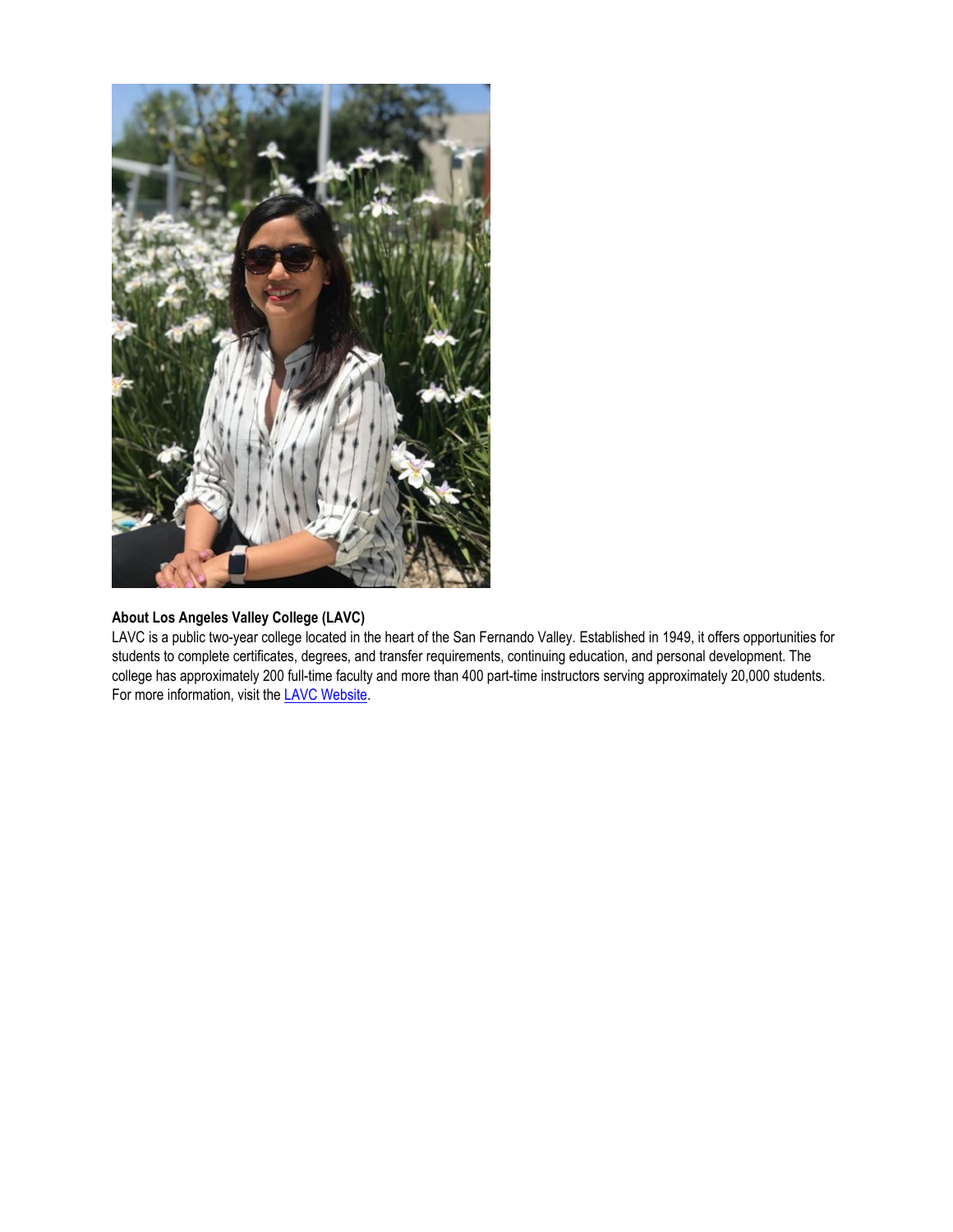**About Los Angeles Valley College (LAVC)**

LAVC is a public two-year college located in the heart of the San Fernando Valley. Established in 1949, it offers opportunities for students to complete certificates, degrees, and transfer requirements, continuing education, and personal development. The college has approximately 200 full-time faculty and more than 400 part-time instructors serving approximately 20,000 students. For more information, visit the [LAVC Website](LAVC Website).